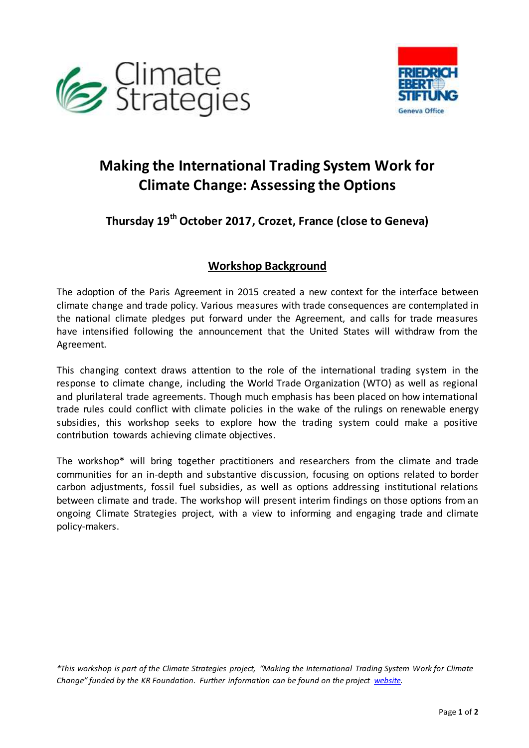# Making the International Trading System Work for Climate Change: Assessing the Options

### Thursday 19th October 2017, Crozet, France (close to Geneva)

## Workshop Background

The adoption of the Paris Agreement in 2015 created a new context for the interface between climate change and trade policy. Various measures with trade consequences are contemplated in the national climate pledges put forward under the Agreement, and calls for trade measures have intensified following the announcement that the United States will withdraw from the Agreement.

This changing context draws attention to the role of the international trading system in the response to climate change, including the World Trade Organization (WTO) as well as regional and plurilateral trade agreements. Though much emphasis has been placed on how international trade rules could conflict with climate policies in the wake of the rulings on renewable energy subsidies, this workshop seeks to explore how the trading system could make a positive contribution towards achieving climate objectives.

The workshop* will bring together practitioners and researchers from the climate and trade communities for an in-depth and substantive discussion, focusing on options related to border carbon adjustments, fossil fuel subsidies, as well as options addressing institutional relations between climate and trade. The workshop will present interim findings on those options from an ongoing Climate Strategies project, with a view to informing and engaging trade and climate policy-makers.

*\*This workshop is part of the Climate Strategies project, "Making the International Trading System Work for Climate Change" funded by the KR Foundation. Further information can be found on the project website.*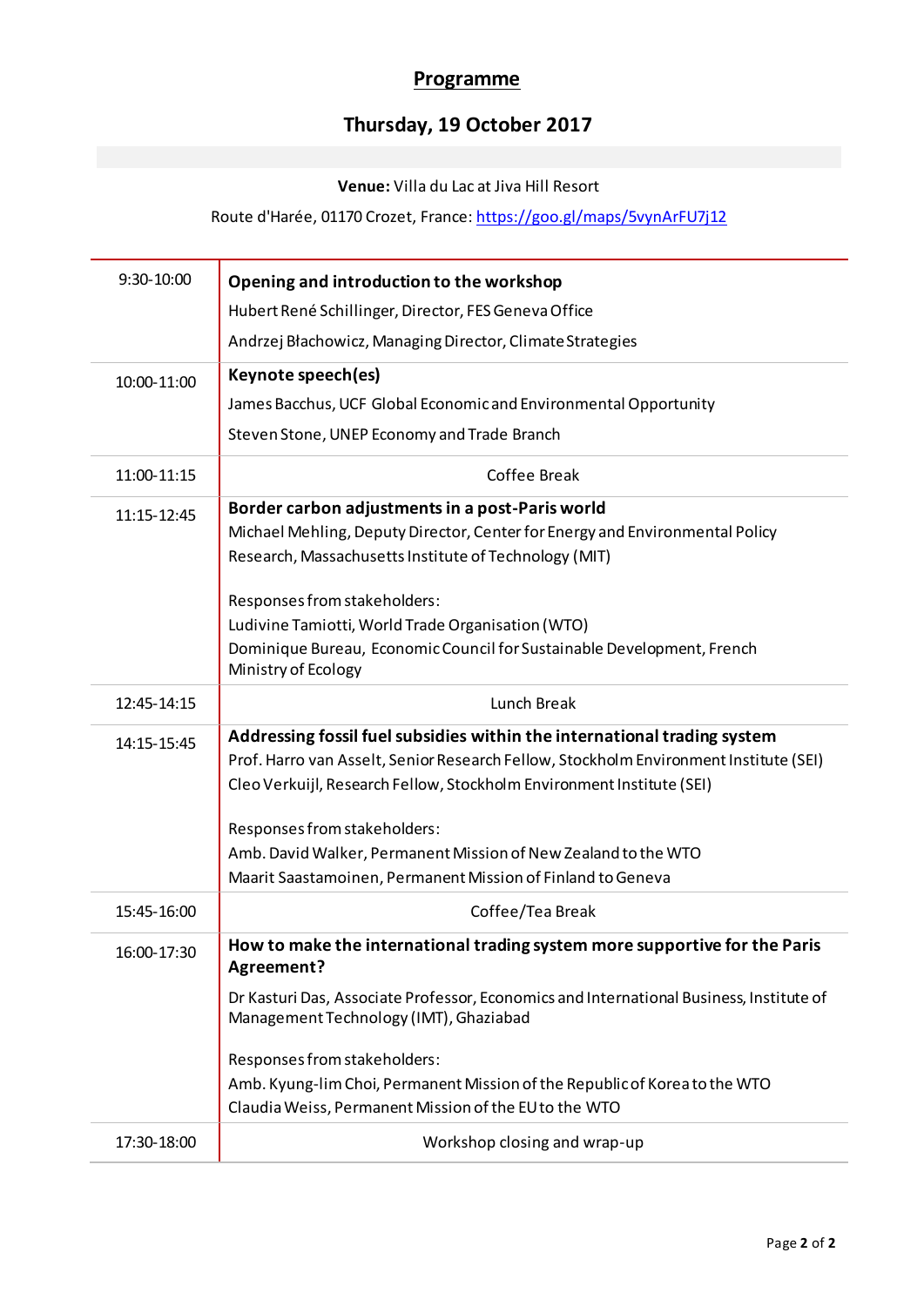# Programme

## Thursday, 19 October 2017

**Venue:** Villa du Lac at Jiva Hill Resort

Route d'Harée, 01170 Crozet, France: https://goo.gl/maps/5vynArFU7j12

| | |
|---|---|
| 9:30-10:00 | **Opening and introduction to the workshop**<br>Hubert René Schillinger, Director, FES Geneva Office<br>Andrzej Błachowicz, Managing Director, Climate Strategies |
| 10:00-11:00 | **Keynote speech(es)**<br>James Bacchus, UCF Global Economic and Environmental Opportunity<br>Steven Stone, UNEP Economy and Trade Branch |
| 11:00-11:15 | Coffee Break |
| 11:15-12:45 | **Border carbon adjustments in a post-Paris world**<br>Michael Mehling, Deputy Director, Center for Energy and Environmental Policy Research, Massachusetts Institute of Technology (MIT)<br><br>Responses from stakeholders:<br>Ludivine Tamiotti, World Trade Organisation (WTO)<br>Dominique Bureau, Economic Council for Sustainable Development, French Ministry of Ecology |
| 12:45-14:15 | Lunch Break |
| 14:15-15:45 | **Addressing fossil fuel subsidies within the international trading system**<br>Prof. Harro van Asselt, Senior Research Fellow, Stockholm Environment Institute (SEI)<br>Cleo Verkuijl, Research Fellow, Stockholm Environment Institute (SEI)<br><br>Responses from stakeholders:<br>Amb. David Walker, Permanent Mission of New Zealand to the WTO<br>Maarit Saastamoinen, Permanent Mission of Finland to Geneva |
| 15:45-16:00 | Coffee/Tea Break |
| 16:00-17:30 | **How to make the international trading system more supportive for the Paris Agreement?**<br>Dr Kasturi Das, Associate Professor, Economics and International Business, Institute of Management Technology (IMT), Ghaziabad<br><br>Responses from stakeholders:<br>Amb. Kyung-lim Choi, Permanent Mission of the Republic of Korea to the WTO<br>Claudia Weiss, Permanent Mission of the EU to the WTO |
| 17:30-18:00 | Workshop closing and wrap-up |